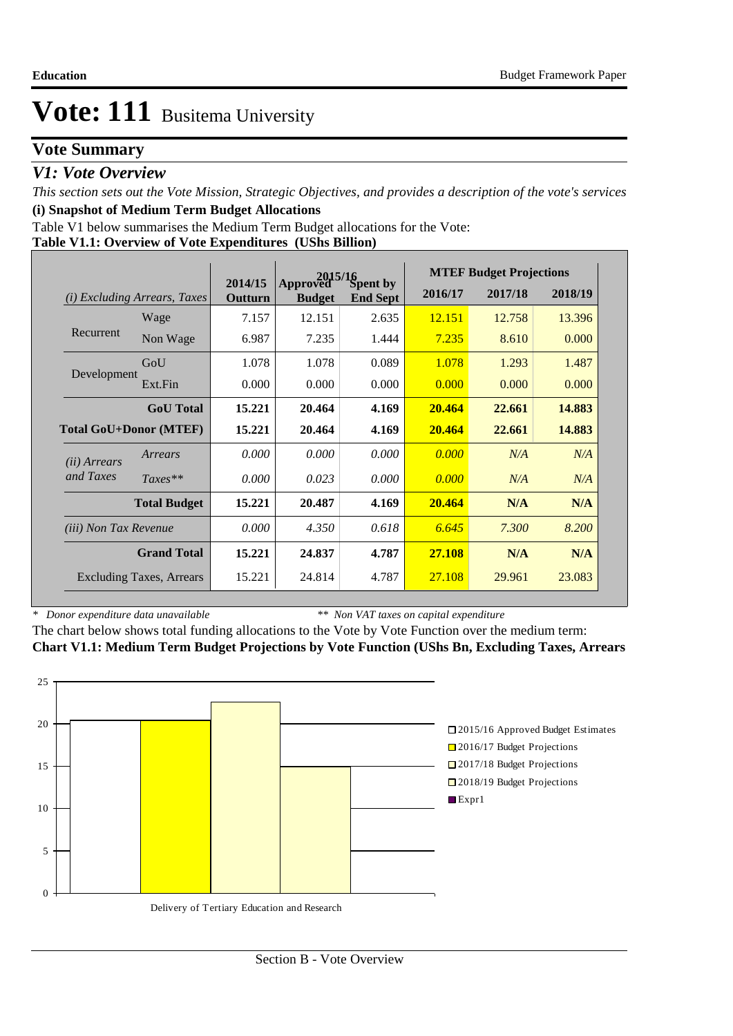# Vote: 111 Busitema University

## Vote Summary

### *V1: Vote Overview*

*This section sets out the Vote Mission, Strategic Objectives, and provides a description of the vote's services*

**(i) Snapshot of Medium Term Budget Allocations**

Table V1 below summarises the Medium Term Budget allocations for the Vote:

**Table V1.1: Overview of Vote Expenditures (UShs Billion)**

| *(i) Excluding Arrears, Taxes* | | 2014/15 Outturn | 2015/16 Approved Budget | 2015/16 Spent by End Sept | MTEF Budget Projections 2016/17 | 2017/18 | 2018/19 |
|---|---|---|---|---|---|---|---|
| Recurrent | Wage | 7.157 | 12.151 | 2.635 | 12.151 | 12.758 | 13.396 |
| | Non Wage | 6.987 | 7.235 | 1.444 | 7.235 | 8.610 | 0.000 |
| Development | GoU | 1.078 | 1.078 | 0.089 | 1.078 | 1.293 | 1.487 |
| | Ext.Fin | 0.000 | 0.000 | 0.000 | 0.000 | 0.000 | 0.000 |
| | **GoU Total** | **15.221** | **20.464** | **4.169** | **20.464** | **22.661** | **14.883** |
| **Total GoU+Donor (MTEF)** | | **15.221** | **20.464** | **4.169** | **20.464** | **22.661** | **14.883** |
| *(ii) Arrears and Taxes* | *Arrears* | *0.000* | *0.000* | *0.000* | *0.000* | *N/A* | *N/A* |
| | *Taxes*** | *0.000* | *0.023* | *0.000* | *0.000* | *N/A* | *N/A* |
| | **Total Budget** | **15.221** | **20.487** | **4.169** | **20.464** | **N/A** | **N/A** |
| *(iii) Non Tax Revenue* | | *0.000* | *4.350* | *0.618* | *6.645* | *7.300* | *8.200* |
| | **Grand Total** | **15.221** | **24.837** | **4.787** | **27.108** | **N/A** | **N/A** |
| Excluding Taxes, Arrears | | 15.221 | 24.814 | 4.787 | 27.108 | 29.961 | 23.083 |

\* *Donor expenditure data unavailable* ** *Non VAT taxes on capital expenditure*

The chart below shows total funding allocations to the Vote by Vote Function over the medium term:

**Chart V1.1: Medium Term Budget Projections by Vote Function (UShs Bn, Excluding Taxes, Arrears**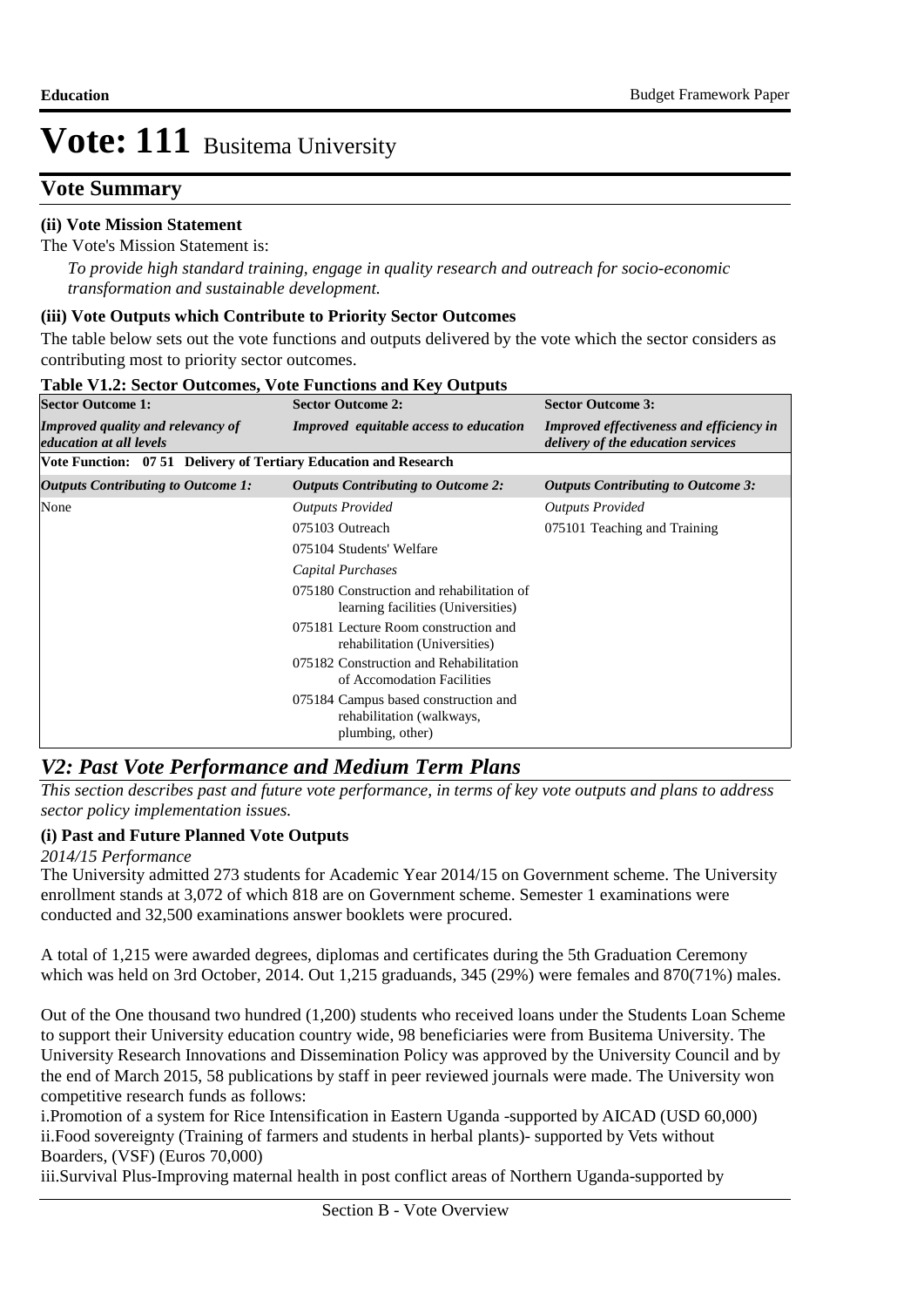# Vote: 111 Busitema University

## Vote Summary

### (ii) Vote Mission Statement

The Vote's Mission Statement is:

*To provide high standard training, engage in quality research and outreach for socio-economic transformation and sustainable development.*

### (iii) Vote Outputs which Contribute to Priority Sector Outcomes

The table below sets out the vote functions and outputs delivered by the vote which the sector considers as contributing most to priority sector outcomes.

**Table V1.2: Sector Outcomes, Vote Functions and Key Outputs**

| **Sector Outcome 1:** | **Sector Outcome 2:** | **Sector Outcome 3:** |
|---|---|---|
| ***Improved quality and relevancy of education at all levels*** | ***Improved equitable access to education*** | ***Improved effectiveness and efficiency in delivery of the education services*** |
| **Vote Function: 07 51 Delivery of Tertiary Education and Research** | | |
| ***Outputs Contributing to Outcome 1:*** | ***Outputs Contributing to Outcome 2:*** | ***Outputs Contributing to Outcome 3:*** |
| None | *Outputs Provided* | *Outputs Provided* |
| | 075103 Outreach | 075101 Teaching and Training |
| | 075104 Students' Welfare | |
| | *Capital Purchases* | |
| | 075180 Construction and rehabilitation of learning facilities (Universities) | |
| | 075181 Lecture Room construction and rehabilitation (Universities) | |
| | 075182 Construction and Rehabilitation of Accomodation Facilities | |
| | 075184 Campus based construction and rehabilitation (walkways, plumbing, other) | |

## *V2: Past Vote Performance and Medium Term Plans*

*This section describes past and future vote performance, in terms of key vote outputs and plans to address sector policy implementation issues.*

### (i) Past and Future Planned Vote Outputs

*2014/15 Performance*

The University admitted 273 students for Academic Year 2014/15 on Government scheme. The University enrollment stands at 3,072 of which 818 are on Government scheme. Semester 1 examinations were conducted and 32,500 examinations answer booklets were procured.

A total of 1,215 were awarded degrees, diplomas and certificates during the 5th Graduation Ceremony which was held on 3rd October, 2014. Out 1,215 graduands, 345 (29%) were females and 870(71%) males.

Out of the One thousand two hundred (1,200) students who received loans under the Students Loan Scheme to support their University education country wide, 98 beneficiaries were from Busitema University. The University Research Innovations and Dissemination Policy was approved by the University Council and by the end of March 2015, 58 publications by staff in peer reviewed journals were made. The University won competitive research funds as follows:

i.Promotion of a system for Rice Intensification in Eastern Uganda -supported by AICAD (USD 60,000)
ii.Food sovereignty (Training of farmers and students in herbal plants)- supported by Vets without Boarders, (VSF) (Euros 70,000)
iii.Survival Plus-Improving maternal health in post conflict areas of Northern Uganda-supported by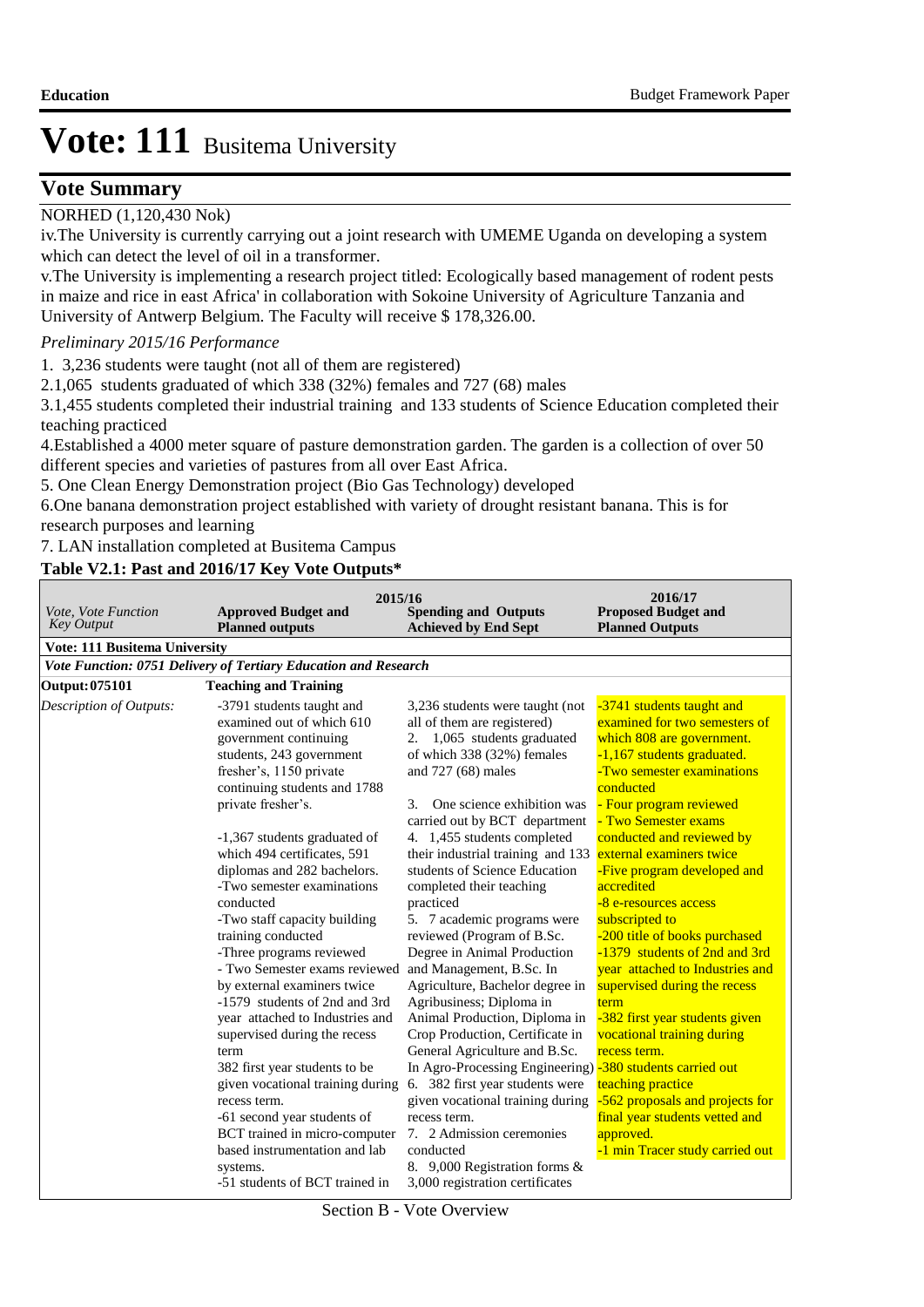# Vote: 111 Busitema University

## Vote Summary

NORHED (1,120,430 Nok)

iv.The University is currently carrying out a joint research with UMEME Uganda on developing a system which can detect the level of oil in a transformer.

v.The University is implementing a research project titled: Ecologically based management of rodent pests in maize and rice in east Africa' in collaboration with Sokoine University of Agriculture Tanzania and University of Antwerp Belgium. The Faculty will receive $ 178,326.00.

*Preliminary 2015/16 Performance*

1. 3,236 students were taught (not all of them are registered)
2. 1,065 students graduated of which 338 (32%) females and 727 (68) males
3. 1,455 students completed their industrial training and 133 students of Science Education completed their teaching practiced
4. Established a 4000 meter square of pasture demonstration garden. The garden is a collection of over 50 different species and varieties of pastures from all over East Africa.
5. One Clean Energy Demonstration project (Bio Gas Technology) developed
6. One banana demonstration project established with variety of drought resistant banana. This is for research purposes and learning
7. LAN installation completed at Busitema Campus

**Table V2.1: Past and 2016/17 Key Vote Outputs***

| *Vote, Vote Function Key Output* | 2015/16 **Approved Budget and Planned outputs** | **Spending and Outputs Achieved by End Sept** | 2016/17 **Proposed Budget and Planned Outputs** |
|---|---|---|---|
| **Vote: 111 Busitema University** | | | |
| ***Vote Function: 0751 Delivery of Tertiary Education and Research*** | | | |
| **Output: 075101** | **Teaching and Training** | | |
| *Description of Outputs:* | -3791 students taught and examined out of which 610 government continuing students, 243 government fresher's, 1150 private continuing students and 1788 private fresher's.<br><br>-1,367 students graduated of which 494 certificates, 591 diplomas and 282 bachelors.<br>-Two semester examinations conducted<br>-Two staff capacity building training conducted<br>-Three programs reviewed<br>- Two Semester exams reviewed by external examiners twice<br>-1579 students of 2nd and 3rd year attached to Industries and supervised during the recess term<br>382 first year students to be given vocational training during recess term.<br>-61 second year students of BCT trained in micro-computer based instrumentation and lab systems.<br>-51 students of BCT trained in | 3,236 students were taught (not all of them are registered)<br>2. 1,065 students graduated of which 338 (32%) females and 727 (68) males<br><br>3. One science exhibition was carried out by BCT department<br>4. 1,455 students completed their industrial training and 133 students of Science Education completed their teaching practiced<br>5. 7 academic programs were reviewed (Program of B.Sc. Degree in Animal Production and Management, B.Sc. In Agriculture, Bachelor degree in Agribusiness; Diploma in Animal Production, Diploma in Crop Production, Certificate in General Agriculture and B.Sc. In Agro-Processing Engineering)<br>6. 382 first year students were given vocational training during recess term.<br>7. 2 Admission ceremonies conducted<br>8. 9,000 Registration forms & 3,000 registration certificates | -3741 students taught and examined for two semesters of which 808 are government.<br>-1,167 students graduated.<br>-Two semester examinations conducted<br>- Four program reviewed<br>- Two Semester exams conducted and reviewed by external examiners twice<br>-Five program developed and accredited<br>-8 e-resources access subscripted to<br>-200 title of books purchased<br>-1379 students of 2nd and 3rd year attached to Industries and supervised during the recess term<br>-382 first year students given vocational training during recess term.<br>-380 students carried out teaching practice<br>-562 proposals and projects for final year students vetted and approved.<br>-1 min Tracer study carried out |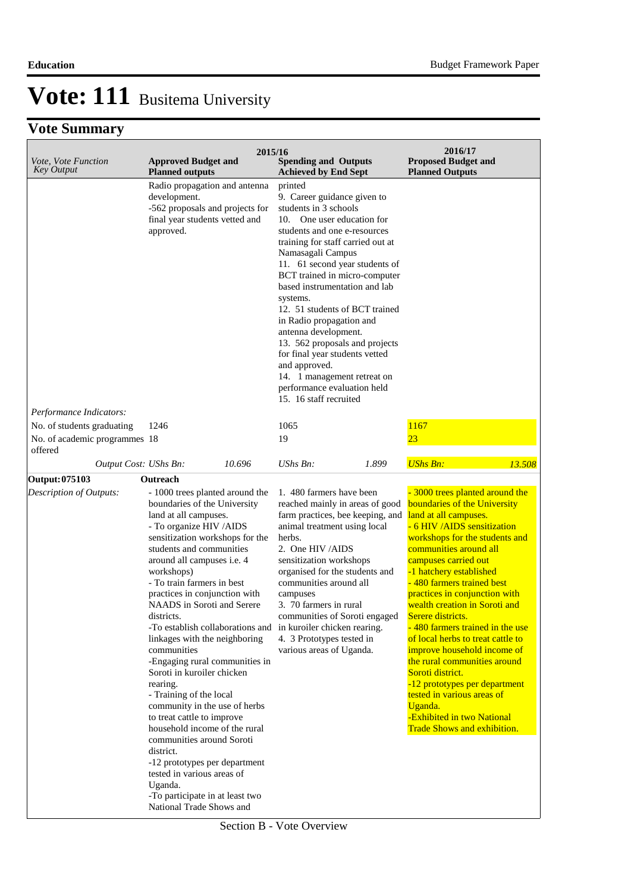# Vote: 111 Busitema University

## Vote Summary

| Vote, Vote Function Key Output | 2015/16 Approved Budget and Planned outputs | | 2015/16 Spending and Outputs Achieved by End Sept | | 2016/17 Proposed Budget and Planned Outputs | |
|---|---|---|---|---|---|---|
| | Radio propagation and antenna development.<br>-562 proposals and projects for final year students vetted and approved. | | printed<br>9. Career guidance given to students in 3 schools<br>10. One user education for students and one e-resources training for staff carried out at Namasagali Campus<br>11. 61 second year students of BCT trained in micro-computer based instrumentation and lab systems.<br>12. 51 students of BCT trained in Radio propagation and antenna development.<br>13. 562 proposals and projects for final year students vetted and approved.<br>14. 1 management retreat on performance evaluation held<br>15. 16 staff recruited | | | |
| *Performance Indicators:* | | | | | | |
| No. of students graduating | 1246 | | 1065 | | 1167 | |
| No. of academic programmes offered | 18 | | 19 | | 23 | |
| *Output Cost: UShs Bn:* | | *10.696* | *UShs Bn:* | *1.899* | *UShs Bn:* | *13.508* |
| **Output: 075103** | **Outreach** | | | | | |
| *Description of Outputs:* | - 1000 trees planted around the boundaries of the University land at all campuses.<br>- To organize HIV /AIDS sensitization workshops for the students and communities around all campuses i.e. 4 workshops)<br>- To train farmers in best practices in conjunction with NAADS in Soroti and Serere districts.<br>-To establish collaborations and linkages with the neighboring communities<br>-Engaging rural communities in Soroti in kuroiler chicken rearing.<br>- Training of the local community in the use of herbs to treat cattle to improve household income of the rural communities around Soroti district.<br>-12 prototypes per department tested in various areas of Uganda.<br>-To participate in at least two National Trade Shows and | | 1. 480 farmers have been reached mainly in areas of good farm practices, bee keeping, and animal treatment using local herbs.<br>2. One HIV /AIDS sensitization workshops organised for the students and communities around all campuses<br>3. 70 farmers in rural communities of Soroti engaged in kuroiler chicken rearing.<br>4. 3 Prototypes tested in various areas of Uganda. | | - 3000 trees planted around the boundaries of the University land at all campuses.<br>- 6 HIV /AIDS sensitization workshops for the students and communities around all campuses carried out<br>-1 hatchery established<br>- 480 farmers trained best practices in conjunction with wealth creation in Soroti and Serere districts.<br>- 480 farmers trained in the use of local herbs to treat cattle to improve household income of the rural communities around Soroti district.<br>-12 prototypes per department tested in various areas of Uganda.<br>-Exhibited in two National Trade Shows and exhibition. | |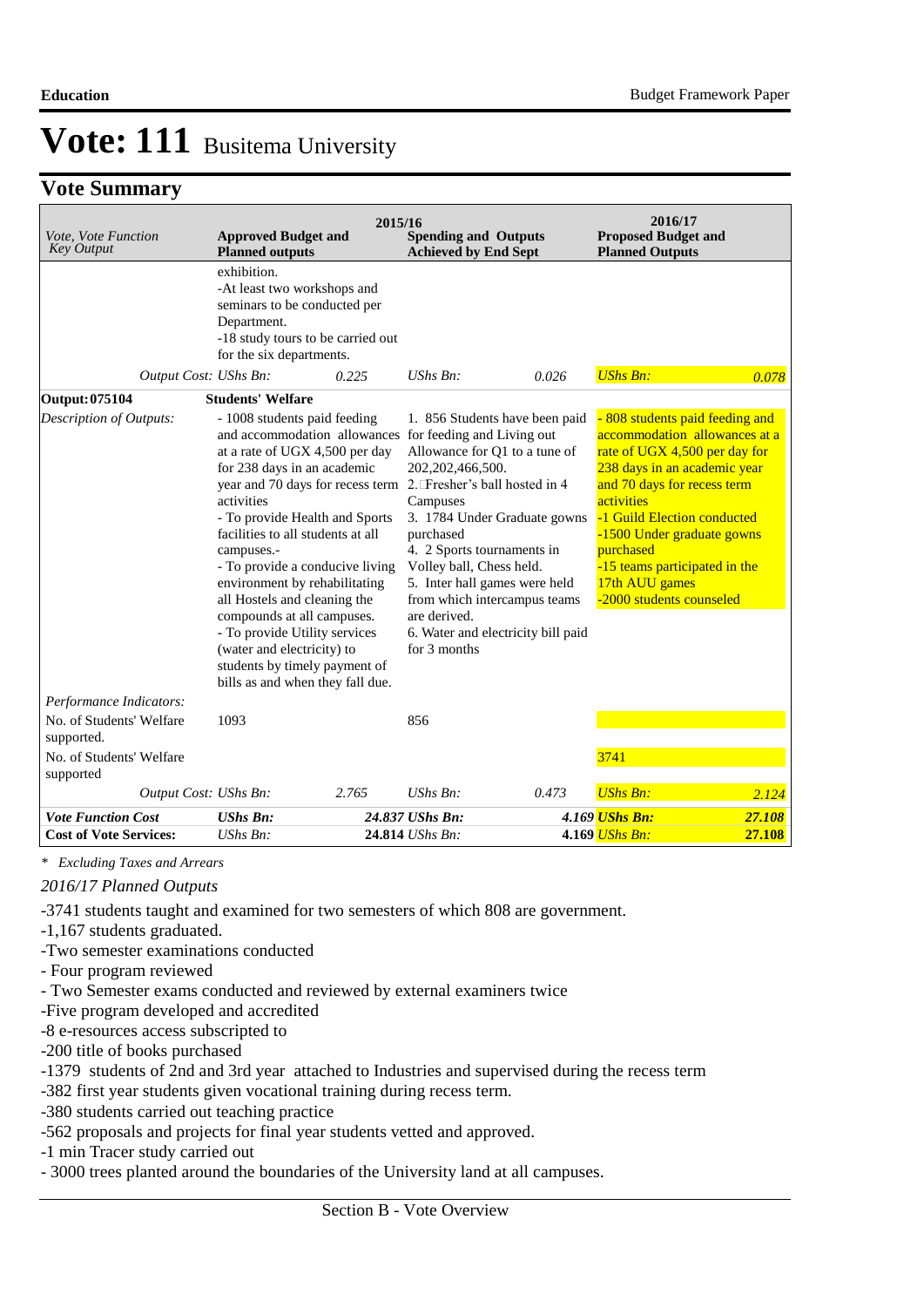# Vote: 111 Busitema University

## Vote Summary

| Vote, Vote Function Key Output | 2015/16 Approved Budget and Planned outputs | | 2015/16 Spending and Outputs Achieved by End Sept | | 2016/17 Proposed Budget and Planned Outputs | |
|---|---|---|---|---|---|---|
| | exhibition.<br>-At least two workshops and seminars to be conducted per Department.<br>-18 study tours to be carried out for the six departments. | | | | | |
| *Output Cost:* | *UShs Bn:* | *0.225* | *UShs Bn:* | *0.026* | *UShs Bn:* | *0.078* |
| **Output: 075104** | **Students' Welfare** | | | | | |
| *Description of Outputs:* | - 1008 students paid feeding and accommodation allowances at a rate of UGX 4,500 per day for 238 days in an academic year and 70 days for recess term activities<br>- To provide Health and Sports facilities to all students at all campuses.-<br>- To provide a conducive living environment by rehabilitating all Hostels and cleaning the compounds at all campuses.<br>- To provide Utility services (water and electricity) to students by timely payment of bills as and when they fall due. | | 1. 856 Students have been paid for feeding and Living out Allowance for Q1 to a tune of 202,202,466,500.<br>2. Fresher's ball hosted in 4 Campuses<br>3. 1784 Under Graduate gowns purchased<br>4. 2 Sports tournaments in Volley ball, Chess held.<br>5. Inter hall games were held from which intercampus teams are derived.<br>6. Water and electricity bill paid for 3 months | | - 808 students paid feeding and accommodation allowances at a rate of UGX 4,500 per day for 238 days in an academic year and 70 days for recess term activities<br>-1 Guild Election conducted<br>-1500 Under graduate gowns purchased<br>-15 teams participated in the 17th AUU games<br>-2000 students counseled | |
| *Performance Indicators:* | | | | | | |
| No. of Students' Welfare supported. | 1093 | | 856 | | | |
| No. of Students' Welfare supported | | | | | 3741 | |
| *Output Cost:* | *UShs Bn:* | *2.765* | *UShs Bn:* | *0.473* | *UShs Bn:* | *2.124* |
| ***Vote Function Cost*** | ***UShs Bn:*** | ***24.837*** | ***UShs Bn:*** | ***4.169*** | ***UShs Bn:*** | ***27.108*** |
| **Cost of Vote Services:** | *UShs Bn:* | **24.814** | *UShs Bn:* | **4.169** | *UShs Bn:* | **27.108** |

*\* Excluding Taxes and Arrears*

*2016/17 Planned Outputs*

-3741 students taught and examined for two semesters of which 808 are government.
-1,167 students graduated.
-Two semester examinations conducted
- Four program reviewed
- Two Semester exams conducted and reviewed by external examiners twice
-Five program developed and accredited
-8 e-resources access subscripted to
-200 title of books purchased
-1379 students of 2nd and 3rd year attached to Industries and supervised during the recess term
-382 first year students given vocational training during recess term.
-380 students carried out teaching practice
-562 proposals and projects for final year students vetted and approved.
-1 min Tracer study carried out
- 3000 trees planted around the boundaries of the University land at all campuses.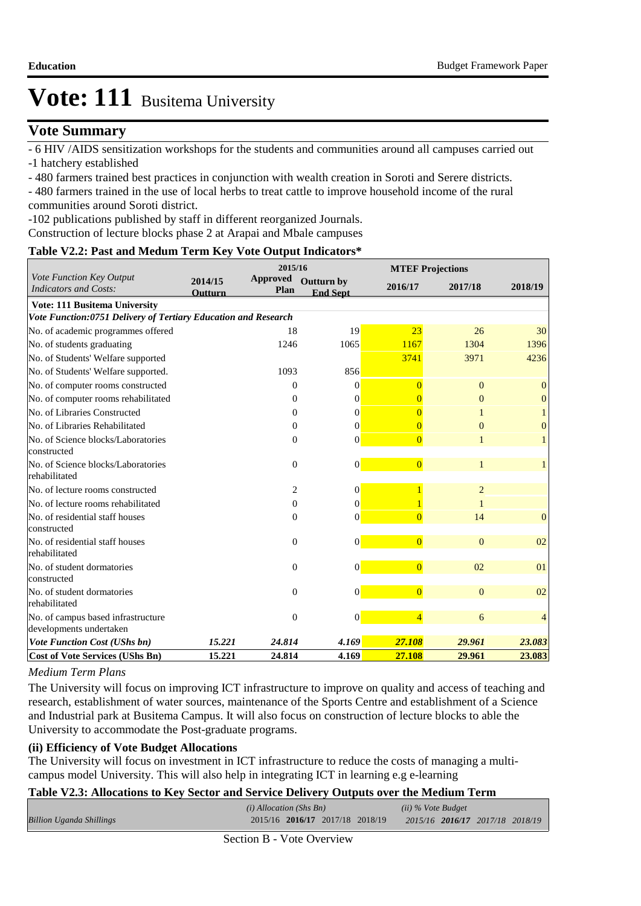# Vote: 111 Busitema University

## Vote Summary

- 6 HIV /AIDS sensitization workshops for the students and communities around all campuses carried out
-1 hatchery established
- 480 farmers trained best practices in conjunction with wealth creation in Soroti and Serere districts.
- 480 farmers trained in the use of local herbs to treat cattle to improve household income of the rural communities around Soroti district.
-102 publications published by staff in different reorganized Journals.
Construction of lecture blocks phase 2 at Arapai and Mbale campuses

**Table V2.2: Past and Medium Term Key Vote Output Indicators***

| *Vote Function Key Output Indicators and Costs:* | 2014/15 Outturn | 2015/16 Approved Plan | 2015/16 Outturn by End Sept | 2016/17 | 2017/18 | 2018/19 |
|---|---|---|---|---|---|---|
| **Vote: 111 Busitema University** | | | | | | |
| ***Vote Function:0751 Delivery of Tertiary Education and Research*** | | | | | | |
| No. of academic programmes offered | | 18 | 19 | 23 | 26 | 30 |
| No. of students graduating | | 1246 | 1065 | 1167 | 1304 | 1396 |
| No. of Students' Welfare supported | | | | 3741 | 3971 | 4236 |
| No. of Students' Welfare supported. | | 1093 | 856 | | | |
| No. of computer rooms constructed | | 0 | 0 | 0 | 0 | 0 |
| No. of computer rooms rehabilitated | | 0 | 0 | 0 | 0 | 0 |
| No. of Libraries Constructed | | 0 | 0 | 0 | 1 | 1 |
| No. of Libraries Rehabilitated | | 0 | 0 | 0 | 0 | 0 |
| No. of Science blocks/Laboratories constructed | | 0 | 0 | 0 | 1 | 1 |
| No. of Science blocks/Laboratories rehabilitated | | 0 | 0 | 0 | 1 | 1 |
| No. of lecture rooms constructed | | 2 | 0 | 1 | 2 | |
| No. of lecture rooms rehabilitated | | 0 | 0 | 1 | 1 | |
| No. of residential staff houses constructed | | 0 | 0 | 0 | 14 | 0 |
| No. of residential staff houses rehabilitated | | 0 | 0 | 0 | 0 | 02 |
| No. of student dormatories constructed | | 0 | 0 | 0 | 02 | 01 |
| No. of student dormatories rehabilitated | | 0 | 0 | 0 | 0 | 02 |
| No. of campus based infrastructure developments undertaken | | 0 | 0 | 4 | 6 | 4 |
| ***Vote Function Cost (UShs bn)*** | ***15.221*** | ***24.814*** | ***4.169*** | ***27.108*** | ***29.961*** | ***23.083*** |
| **Cost of Vote Services (UShs Bn)** | **15.221** | **24.814** | **4.169** | **27.108** | **29.961** | **23.083** |

*Medium Term Plans*

The University will focus on improving ICT infrastructure to improve on quality and access of teaching and research, establishment of water sources, maintenance of the Sports Centre and establishment of a Science and Industrial park at Busitema Campus. It will also focus on construction of lecture blocks to able the University to accommodate the Post-graduate programs.

**(ii) Efficiency of Vote Budget Allocations**

The University will focus on investment in ICT infrastructure to reduce the costs of managing a multi-campus model University. This will also help in integrating ICT in learning e.g e-learning

**Table V2.3: Allocations to Key Sector and Service Delivery Outputs over the Medium Term**

| *Billion Uganda Shillings* | *(i) Allocation (Shs Bn)* 2015/16 | **2016/17** | 2017/18 | 2018/19 | *(ii) % Vote Budget* 2015/16 | **2016/17** | 2017/18 | 2018/19 |
|---|---|---|---|---|---|---|---|---|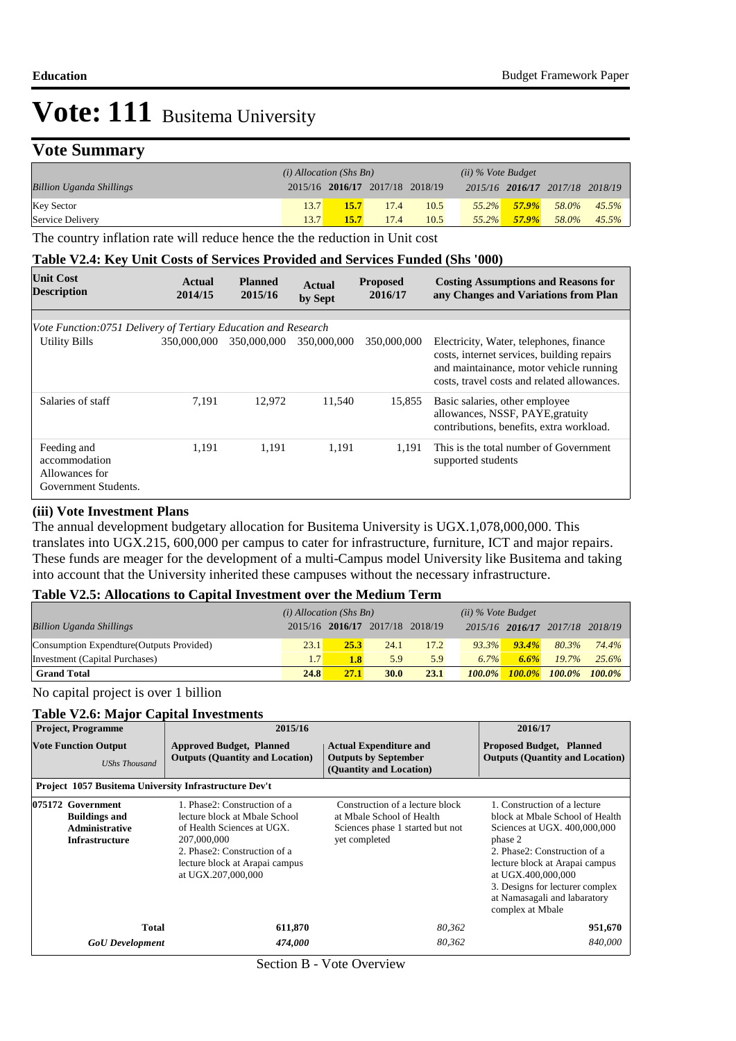# Vote: 111 Busitema University

## Vote Summary

| Billion Uganda Shillings | (i) Allocation (Shs Bn) 2015/16 | 2016/17 | 2017/18 | 2018/19 | (ii) % Vote Budget 2015/16 | 2016/17 | 2017/18 | 2018/19 |
|---|---|---|---|---|---|---|---|---|
| Key Sector | 13.7 | **15.7** | 17.4 | 10.5 | 55.2% | **57.9%** | 58.0% | 45.5% |
| Service Delivery | 13.7 | **15.7** | 17.4 | 10.5 | 55.2% | **57.9%** | 58.0% | 45.5% |

The country inflation rate will reduce hence the the reduction in Unit cost

### Table V2.4: Key Unit Costs of Services Provided and Services Funded (Shs '000)

| Unit Cost Description | Actual 2014/15 | Planned 2015/16 | Actual by Sept | Proposed 2016/17 | Costing Assumptions and Reasons for any Changes and Variations from Plan |
|---|---|---|---|---|---|
| *Vote Function:0751 Delivery of Tertiary Education and Research* | | | | | |
| Utility Bills | 350,000,000 | 350,000,000 | 350,000,000 | 350,000,000 | Electricity, Water, telephones, finance costs, internet services, building repairs and maintainance, motor vehicle running costs, travel costs and related allowances. |
| Salaries of staff | 7,191 | 12,972 | 11,540 | 15,855 | Basic salaries, other employee allowances, NSSF, PAYE,gratuity contributions, benefits, extra workload. |
| Feeding and accommodation Allowances for Government Students. | 1,191 | 1,191 | 1,191 | 1,191 | This is the total number of Government supported students |

### (iii) Vote Investment Plans

The annual development budgetary allocation for Busitema University is UGX.1,078,000,000. This translates into UGX.215, 600,000 per campus to cater for infrastructure, furniture, ICT and major repairs. These funds are meager for the development of a multi-Campus model University like Busitema and taking into account that the University inherited these campuses without the necessary infrastructure.

### Table V2.5: Allocations to Capital Investment over the Medium Term

| Billion Uganda Shillings | (i) Allocation (Shs Bn) 2015/16 | 2016/17 | 2017/18 | 2018/19 | (ii) % Vote Budget 2015/16 | 2016/17 | 2017/18 | 2018/19 |
|---|---|---|---|---|---|---|---|---|
| Consumption Expendture(Outputs Provided) | 23.1 | **25.3** | 24.1 | 17.2 | 93.3% | **93.4%** | 80.3% | 74.4% |
| Investment (Capital Purchases) | 1.7 | **1.8** | 5.9 | 5.9 | 6.7% | **6.6%** | 19.7% | 25.6% |
| **Grand Total** | **24.8** | **27.1** | **30.0** | **23.1** | **100.0%** | **100.0%** | **100.0%** | **100.0%** |

No capital project is over 1 billion

### Table V2.6: Major Capital Investments

| Project, Programme | 2015/16 | | 2016/17 |
|---|---|---|---|
| **Vote Function Output** *UShs Thousand* | **Approved Budget, Planned Outputs (Quantity and Location)** | **Actual Expenditure and Outputs by September (Quantity and Location)** | **Proposed Budget, Planned Outputs (Quantity and Location)** |
| **Project 1057 Busitema University Infrastructure Dev't** | | | |
| **075172 Government Buildings and Administrative Infrastructure** | 1. Phase2: Construction of a lecture block at Mbale School of Health Sciences at UGX. 207,000,000<br>2. Phase2: Construction of a lecture block at Arapai campus at UGX.207,000,000 | Construction of a lecture block at Mbale School of Health Sciences phase 1 started but not yet completed | 1. Construction of a lecture block at Mbale School of Health Sciences at UGX. 400,000,000 phase 2<br>2. Phase2: Construction of a lecture block at Arapai campus at UGX.400,000,000<br>3. Designs for lecturer complex at Namasagali and labaratory complex at Mbale |
| **Total** | **611,870** | *80,362* | **951,670** |
| ***GoU Development*** | ***474,000*** | *80,362* | *840,000* |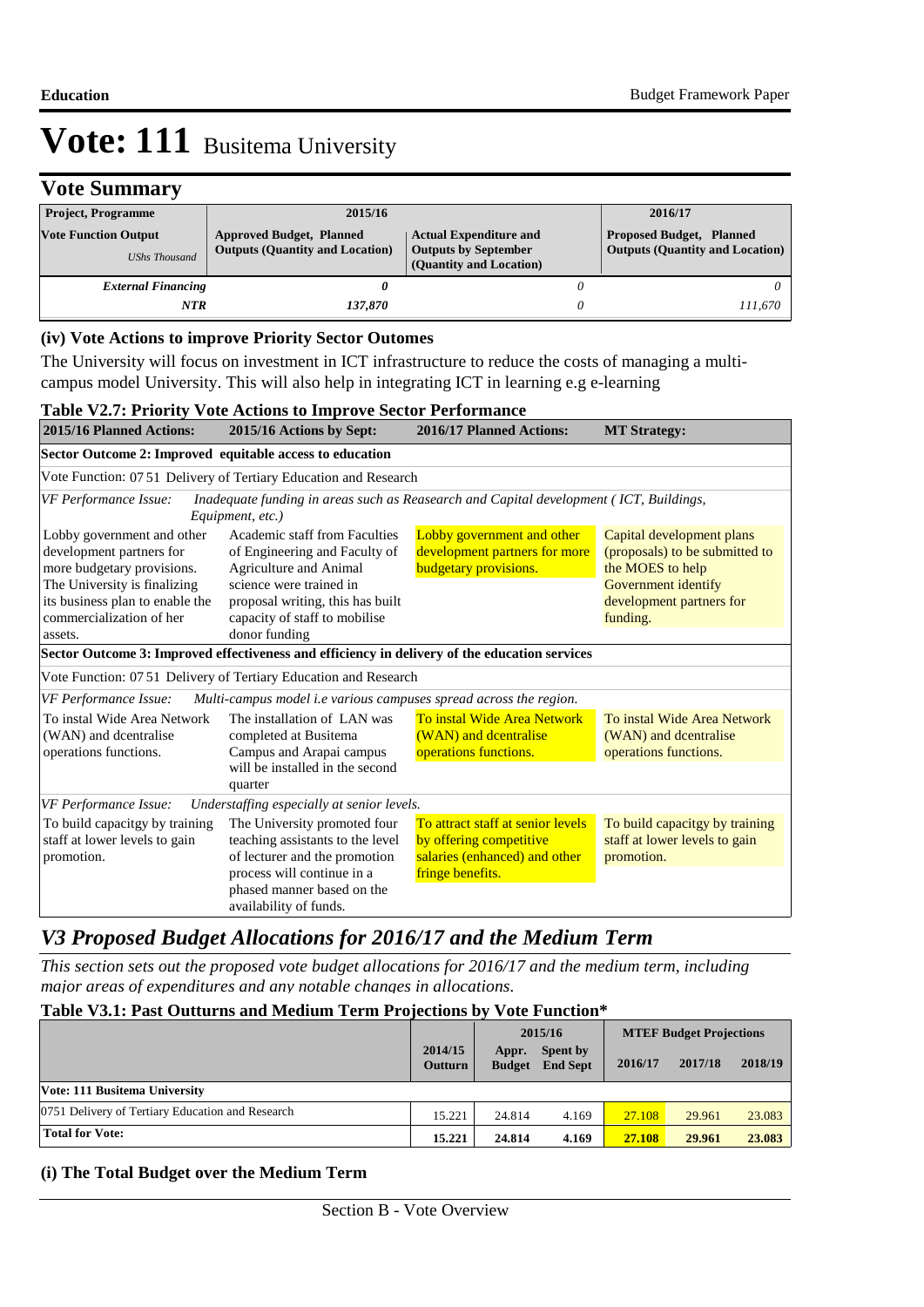# Vote: 111 Busitema University

## Vote Summary

| Project, Programme | 2015/16 | | 2016/17 |
|---|---|---|---|
| **Vote Function Output** *UShs Thousand* | **Approved Budget, Planned Outputs (Quantity and Location)** | **Actual Expenditure and Outputs by September (Quantity and Location)** | **Proposed Budget, Planned Outputs (Quantity and Location)** |
| ***External Financing*** | ***0*** | *0* | *0* |
| ***NTR*** | ***137,870*** | *0* | *111,670* |

### (iv) Vote Actions to improve Priority Sector Outomes

The University will focus on investment in ICT infrastructure to reduce the costs of managing a multi-campus model University. This will also help in integrating ICT in learning e.g e-learning

**Table V2.7: Priority Vote Actions to Improve Sector Performance**

| 2015/16 Planned Actions: | 2015/16 Actions by Sept: | 2016/17 Planned Actions: | MT Strategy: |
|---|---|---|---|
| **Sector Outcome 2: Improved equitable access to education** | | | |
| Vote Function: 07 51 Delivery of Tertiary Education and Research | | | |
| *VF Performance Issue: Inadequate funding in areas such as Reasearch and Capital development ( ICT, Buildings, Equipment, etc.)* | | | |
| Lobby government and other development partners for more budgetary provisions. The University is finalizing its business plan to enable the commercialization of her assets. | Academic staff from Faculties of Engineering and Faculty of Agriculture and Animal science were trained in proposal writing, this has built capacity of staff to mobilise donor funding | Lobby government and other development partners for more budgetary provisions. | Capital development plans (proposals) to be submitted to the MOES to help Government identify development partners for funding. |
| **Sector Outcome 3: Improved effectiveness and efficiency in delivery of the education services** | | | |
| Vote Function: 07 51 Delivery of Tertiary Education and Research | | | |
| *VF Performance Issue: Multi-campus model i.e various campuses spread across the region.* | | | |
| To instal Wide Area Network (WAN) and dcentralise operations functions. | The installation of LAN was completed at Busitema Campus and Arapai campus will be installed in the second quarter | To instal Wide Area Network (WAN) and dcentralise operations functions. | To instal Wide Area Network (WAN) and dcentralise operations functions. |
| *VF Performance Issue: Understaffing especially at senior levels.* | | | |
| To build capacitgy by training staff at lower levels to gain promotion. | The University promoted four teaching assistants to the level of lecturer and the promotion process will continue in a phased manner based on the availability of funds. | To attract staff at senior levels by offering competitive salaries (enhanced) and other fringe benefits. | To build capacitgy by training staff at lower levels to gain promotion. |

## V3 Proposed Budget Allocations for 2016/17 and the Medium Term

*This section sets out the proposed vote budget allocations for 2016/17 and the medium term, including major areas of expenditures and any notable changes in allocations.*

**Table V3.1: Past Outturns and Medium Term Projections by Vote Function\***

| | 2014/15 Outturn | 2015/16 Appr. Budget | 2015/16 Spent by End Sept | 2016/17 | 2017/18 | 2018/19 |
|---|---|---|---|---|---|---|
| **Vote: 111 Busitema University** | | | | | | |
| 0751 Delivery of Tertiary Education and Research | 15.221 | 24.814 | 4.169 | 27.108 | 29.961 | 23.083 |
| **Total for Vote:** | **15.221** | **24.814** | **4.169** | **27.108** | **29.961** | **23.083** |

### (i) The Total Budget over the Medium Term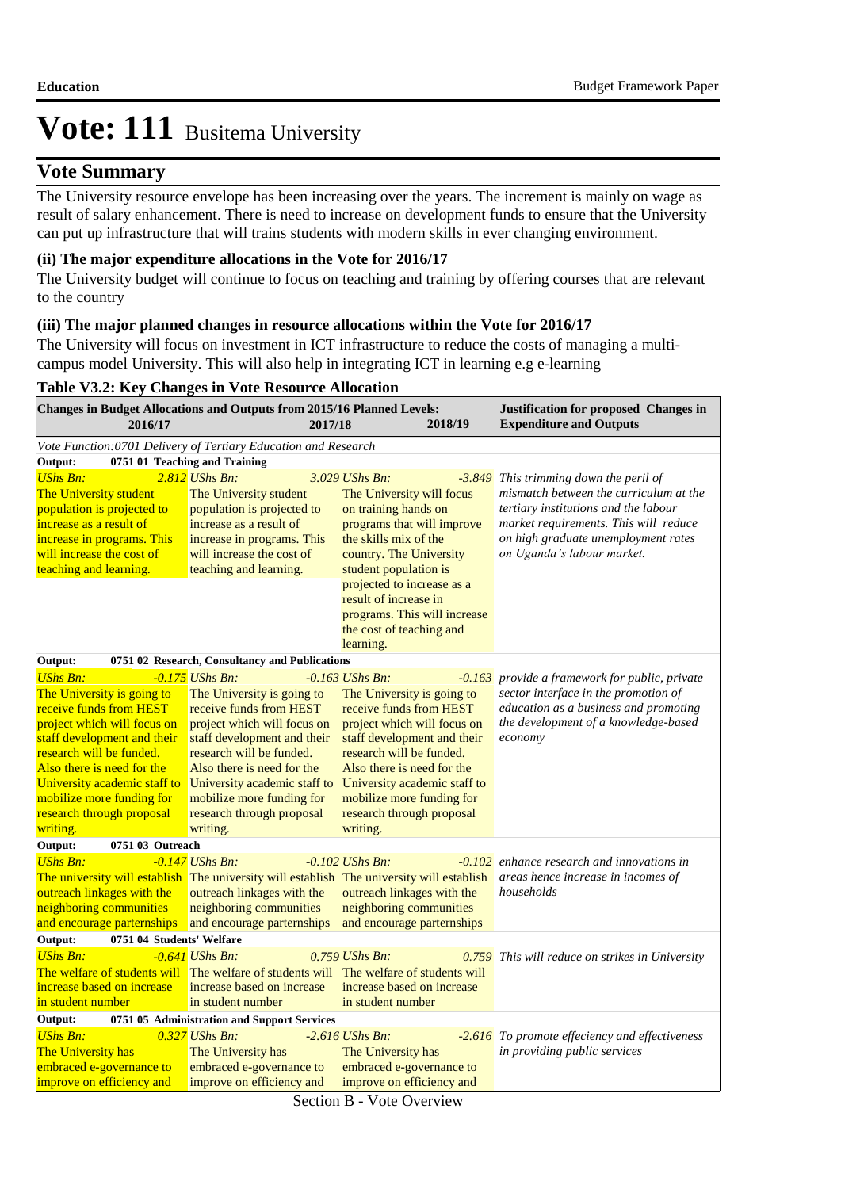# Vote: 111 Busitema University

## Vote Summary

The University resource envelope has been increasing over the years. The increment is mainly on wage as result of salary enhancement. There is need to increase on development funds to ensure that the University can put up infrastructure that will trains students with modern skills in ever changing environment.

### (ii) The major expenditure allocations in the Vote for 2016/17

The University budget will continue to focus on teaching and training by offering courses that are relevant to the country

### (iii) The major planned changes in resource allocations within the Vote for 2016/17

The University will focus on investment in ICT infrastructure to reduce the costs of managing a multi-campus model University. This will also help in integrating ICT in learning e.g e-learning

**Table V3.2: Key Changes in Vote Resource Allocation**

| Changes in Budget Allocations and Outputs from 2015/16 Planned Levels: 2016/17 | 2017/18 | 2018/19 | Justification for proposed Changes in Expenditure and Outputs |
|---|---|---|---|
| *Vote Function:0701 Delivery of Tertiary Education and Research* | | | |
| **Output: 0751 01 Teaching and Training** | | | |
| *UShs Bn:* *2.812*<br>The University student population is projected to increase as a result of increase in programs. This will increase the cost of teaching and learning. | *UShs Bn:* *3.029*<br>The University student population is projected to increase as a result of increase in programs. This will increase the cost of teaching and learning. | *UShs Bn:* *-3.849*<br>The University will focus on training hands on programs that will improve the skills mix of the country. The University student population is projected to increase as a result of increase in programs. This will increase the cost of teaching and learning. | *This trimming down the peril of mismatch between the curriculum at the tertiary institutions and the labour market requirements. This will reduce on high graduate unemployment rates on Uganda's labour market.* |
| **Output: 0751 02 Research, Consultancy and Publications** | | | |
| *UShs Bn:* *-0.175*<br>The University is going to receive funds from HEST project which will focus on staff development and their research will be funded. Also there is need for the University academic staff to mobilize more funding for research through proposal writing. | *UShs Bn:* *-0.163*<br>The University is going to receive funds from HEST project which will focus on staff development and their research will be funded. Also there is need for the University academic staff to mobilize more funding for research through proposal writing. | *UShs Bn:* *-0.163*<br>The University is going to receive funds from HEST project which will focus on staff development and their research will be funded. Also there is need for the University academic staff to mobilize more funding for research through proposal writing. | *provide a framework for public, private sector interface in the promotion of education as a business and promoting the development of a knowledge-based economy* |
| **Output: 0751 03 Outreach** | | | |
| *UShs Bn:* *-0.147*<br>The university will establish outreach linkages with the neighboring communities and encourage parternships | *UShs Bn:* *-0.102*<br>The university will establish outreach linkages with the neighboring communities and encourage parternships | *UShs Bn:* *-0.102*<br>The university will establish outreach linkages with the neighboring communities and encourage parternships | *enhance research and innovations in areas hence increase in incomes of households* |
| **Output: 0751 04 Students' Welfare** | | | |
| *UShs Bn:* *-0.641*<br>The welfare of students will increase based on increase in student number | *UShs Bn:* *0.759*<br>The welfare of students will increase based on increase in student number | *UShs Bn:* *0.759*<br>The welfare of students will increase based on increase in student number | *This will reduce on strikes in University* |
| **Output: 0751 05 Administration and Support Services** | | | |
| *UShs Bn:* *0.327*<br>The University has embraced e-governance to improve on efficiency and | *UShs Bn:* *-2.616*<br>The University has embraced e-governance to improve on efficiency and | *UShs Bn:* *-2.616*<br>The University has embraced e-governance to improve on efficiency and | *To promote effeciency and effectiveness in providing public services* |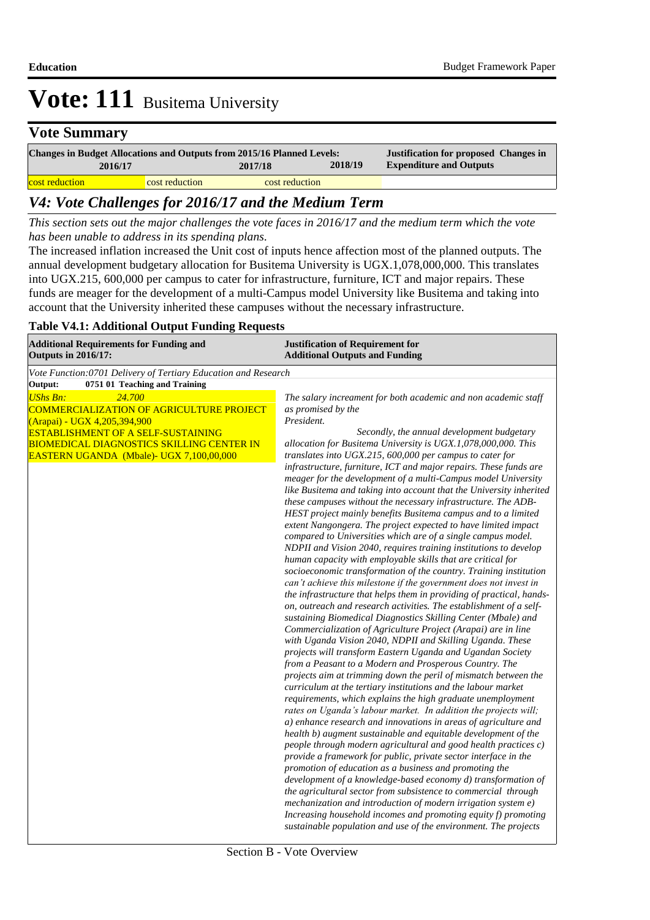# Vote: 111 Busitema University

## Vote Summary

| Changes in Budget Allocations and Outputs from 2015/16 Planned Levels: | | | Justification for proposed Changes in Expenditure and Outputs |
|---|---|---|---|
| 2016/17 | 2017/18 | 2018/19 | |
| cost reduction | cost reduction | cost reduction | |

## V4: Vote Challenges for 2016/17 and the Medium Term

*This section sets out the major challenges the vote faces in 2016/17 and the medium term which the vote has been unable to address in its spending plans.*

The increased inflation increased the Unit cost of inputs hence affection most of the planned outputs. The annual development budgetary allocation for Busitema University is UGX.1,078,000,000. This translates into UGX.215, 600,000 per campus to cater for infrastructure, furniture, ICT and major repairs. These funds are meager for the development of a multi-Campus model University like Busitema and taking into account that the University inherited these campuses without the necessary infrastructure.

**Table V4.1: Additional Output Funding Requests**

| Additional Requirements for Funding and Outputs in 2016/17: | Justification of Requirement for Additional Outputs and Funding |
|---|---|
| *Vote Function:0701 Delivery of Tertiary Education and Research* | |
| **Output: 0751 01 Teaching and Training** | |
| *UShs Bn: 24.700*<br>COMMERCIALIZATION OF AGRICULTURE PROJECT (Arapai) - UGX 4,205,394,900<br>ESTABLISHMENT OF A SELF-SUSTAINING BIOMEDICAL DIAGNOSTICS SKILLING CENTER IN EASTERN UGANDA (Mbale)- UGX 7,100,00,000 | *The salary increament for both academic and non academic staff as promised by the President. Secondly, the annual development budgetary allocation for Busitema University is UGX.1,078,000,000. This translates into UGX.215, 600,000 per campus to cater for infrastructure, furniture, ICT and major repairs. These funds are meager for the development of a multi-Campus model University like Busitema and taking into account that the University inherited these campuses without the necessary infrastructure. The ADB-HEST project mainly benefits Busitema campus and to a limited extent Nangongera. The project expected to have limited impact compared to Universities which are of a single campus model. NDPII and Vision 2040, requires training institutions to develop human capacity with employable skills that are critical for socioeconomic transformation of the country. Training institution can't achieve this milestone if the government does not invest in the infrastructure that helps them in providing of practical, hands-on, outreach and research activities. The establishment of a self-sustaining Biomedical Diagnostics Skilling Center (Mbale) and Commercialization of Agriculture Project (Arapai) are in line with Uganda Vision 2040, NDPII and Skilling Uganda. These projects will transform Eastern Uganda and Ugandan Society from a Peasant to a Modern and Prosperous Country. The projects aim at trimming down the peril of mismatch between the curriculum at the tertiary institutions and the labour market requirements, which explains the high graduate unemployment rates on Uganda's labour market. In addition the projects will; a) enhance research and innovations in areas of agriculture and health b) augment sustainable and equitable development of the people through modern agricultural and good health practices c) provide a framework for public, private sector interface in the promotion of education as a business and promoting the development of a knowledge-based economy d) transformation of the agricultural sector from subsistence to commercial through mechanization and introduction of modern irrigation system e) Increasing household incomes and promoting equity f) promoting sustainable population and use of the environment. The projects* |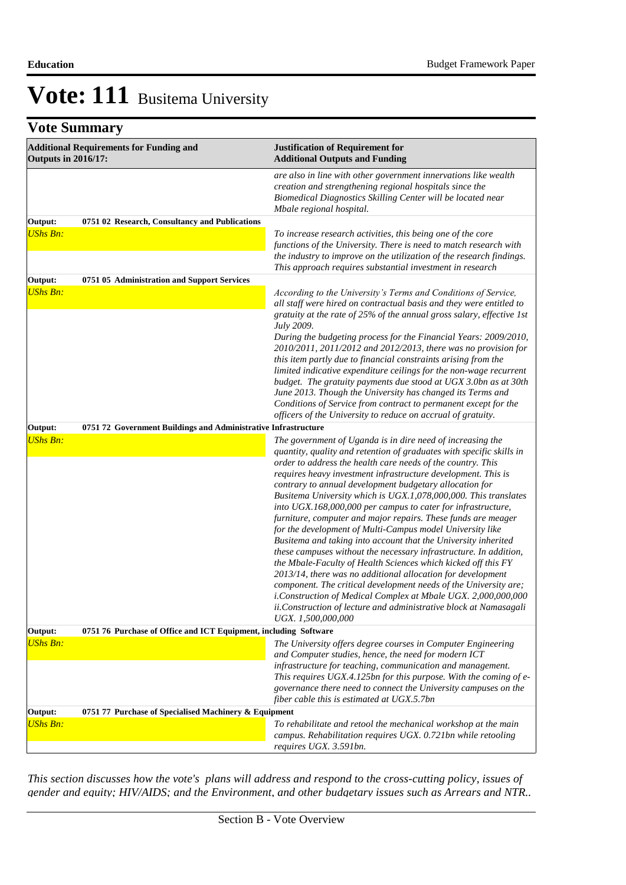# Vote: 111 Busitema University

## Vote Summary

| Additional Requirements for Funding and Outputs in 2016/17: | Justification of Requirement for Additional Outputs and Funding |
|---|---|
| | *are also in line with other government innervations like wealth creation and strengthening regional hospitals since the Biomedical Diagnostics Skilling Center will be located near Mbale regional hospital.* |
| **Output: 0751 02 Research, Consultancy and Publications** | |
| *UShs Bn:* | *To increase research activities, this being one of the core functions of the University. There is need to match research with the industry to improve on the utilization of the research findings. This approach requires substantial investment in research* |
| **Output: 0751 05 Administration and Support Services** | |
| *UShs Bn:* | *According to the University's Terms and Conditions of Service, all staff were hired on contractual basis and they were entitled to gratuity at the rate of 25% of the annual gross salary, effective 1st July 2009.* <br> *During the budgeting process for the Financial Years: 2009/2010, 2010/2011, 2011/2012 and 2012/2013, there was no provision for this item partly due to financial constraints arising from the limited indicative expenditure ceilings for the non-wage recurrent budget. The gratuity payments due stood at UGX 3.0bn as at 30th June 2013. Though the University has changed its Terms and Conditions of Service from contract to permanent except for the officers of the University to reduce on accrual of gratuity.* |
| **Output: 0751 72 Government Buildings and Administrative Infrastructure** | |
| *UShs Bn:* | *The government of Uganda is in dire need of increasing the quantity, quality and retention of graduates with specific skills in order to address the health care needs of the country. This requires heavy investment infrastructure development. This is contrary to annual development budgetary allocation for Busitema University which is UGX.1,078,000,000. This translates into UGX.168,000,000 per campus to cater for infrastructure, furniture, computer and major repairs. These funds are meager for the development of Multi-Campus model University like Busitema and taking into account that the University inherited these campuses without the necessary infrastructure. In addition, the Mbale-Faculty of Health Sciences which kicked off this FY 2013/14, there was no additional allocation for development component. The critical development needs of the University are;* <br> *i.Construction of Medical Complex at Mbale UGX. 2,000,000,000* <br> *ii.Construction of lecture and administrative block at Namasagali UGX. 1,500,000,000* |
| **Output: 0751 76 Purchase of Office and ICT Equipment, including Software** | |
| *UShs Bn:* | *The University offers degree courses in Computer Engineering and Computer studies, hence, the need for modern ICT infrastructure for teaching, communication and management. This requires UGX.4.125bn for this purpose. With the coming of e-governance there need to connect the University campuses on the fiber cable this is estimated at UGX.5.7bn* |
| **Output: 0751 77 Purchase of Specialised Machinery & Equipment** | |
| *UShs Bn:* | *To rehabilitate and retool the mechanical workshop at the main campus. Rehabilitation requires UGX. 0.721bn while retooling requires UGX. 3.591bn.* |

*This section discusses how the vote's plans will address and respond to the cross-cutting policy, issues of gender and equity; HIV/AIDS; and the Environment, and other budgetary issues such as Arrears and NTR..*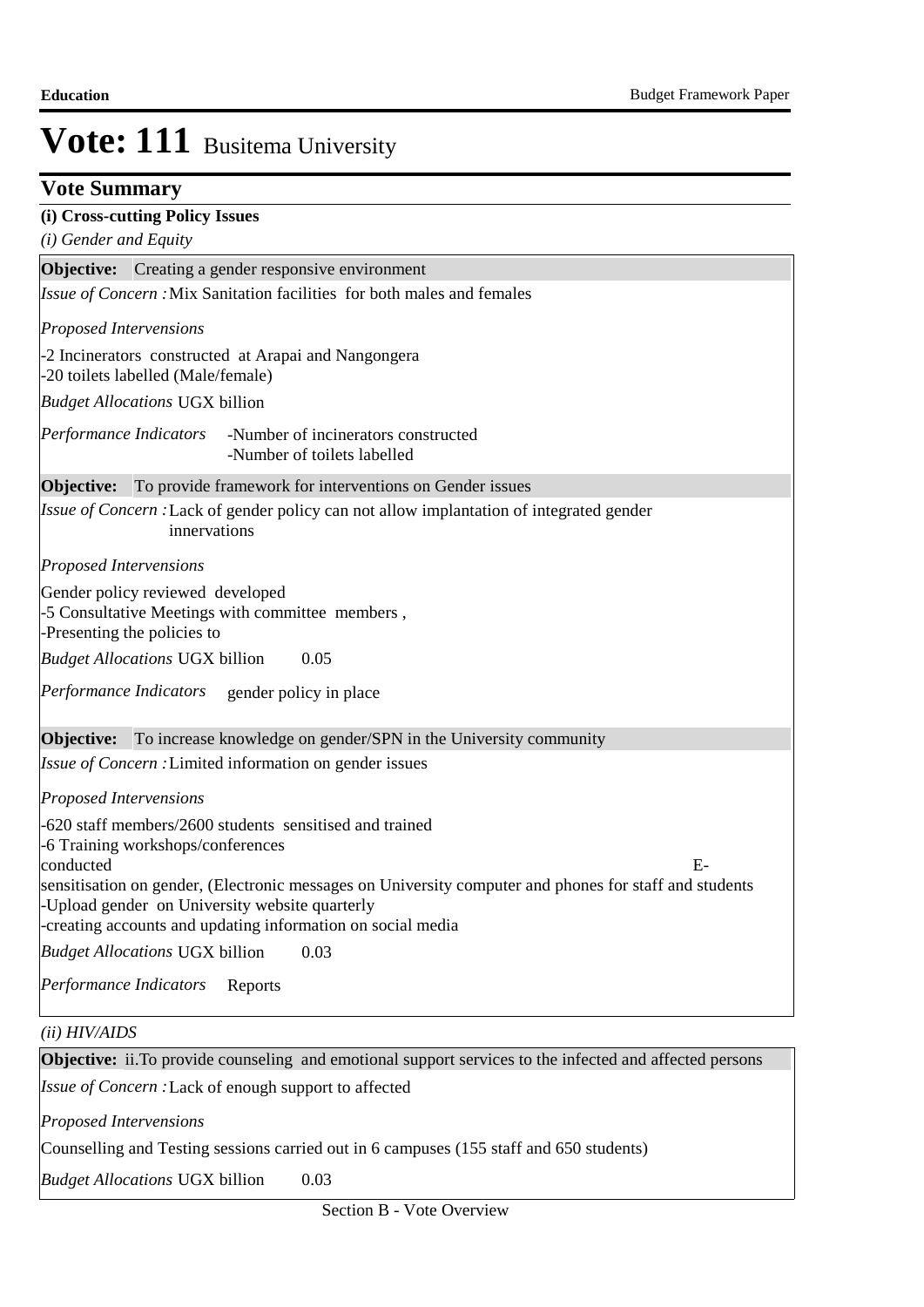# Vote: 111 Busitema University

## Vote Summary

**(i) Cross-cutting Policy Issues**

*(i) Gender and Equity*

**Objective:** Creating a gender responsive environment

*Issue of Concern :* Mix Sanitation facilities for both males and females

*Proposed Intervensions*

-2 Incinerators constructed at Arapai and Nangongera
-20 toilets labelled (Male/female)

*Budget Allocations* UGX billion

*Performance Indicators* -Number of incinerators constructed
-Number of toilets labelled

**Objective:** To provide framework for interventions on Gender issues

*Issue of Concern :* Lack of gender policy can not allow implantation of integrated gender innervations

*Proposed Intervensions*

Gender policy reviewed developed
-5 Consultative Meetings with committee members ,
-Presenting the policies to

*Budget Allocations* UGX billion 0.05

*Performance Indicators* gender policy in place

**Objective:** To increase knowledge on gender/SPN in the University community

*Issue of Concern :* Limited information on gender issues

*Proposed Intervensions*

-620 staff members/2600 students sensitised and trained
-6 Training workshops/conferences conducted E-sensitisation on gender, (Electronic messages on University computer and phones for staff and students
-Upload gender on University website quarterly
-creating accounts and updating information on social media

*Budget Allocations* UGX billion 0.03

*Performance Indicators* Reports

*(ii) HIV/AIDS*

**Objective:** ii.To provide counseling and emotional support services to the infected and affected persons

*Issue of Concern :* Lack of enough support to affected

*Proposed Intervensions*

Counselling and Testing sessions carried out in 6 campuses (155 staff and 650 students)

*Budget Allocations* UGX billion 0.03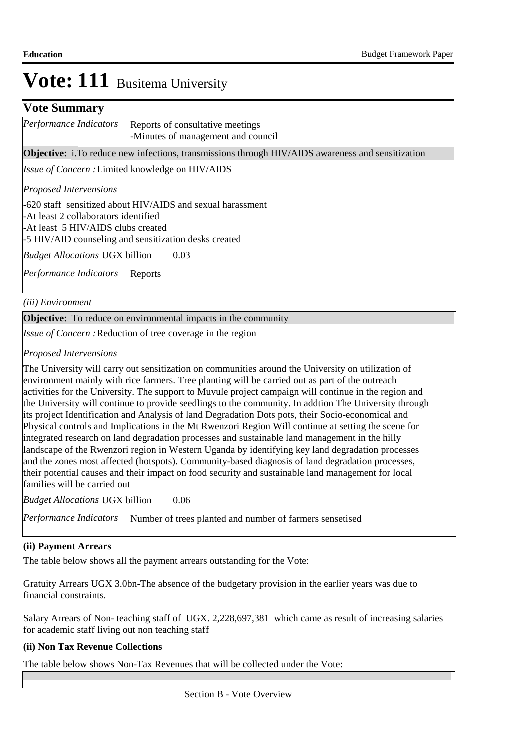# Vote: 111 Busitema University

## Vote Summary

*Performance Indicators* Reports of consultative meetings
-Minutes of management and council

**Objective:** i.To reduce new infections, transmissions through HIV/AIDS awareness and sensitization

*Issue of Concern :* Limited knowledge on HIV/AIDS

*Proposed Intervensions*

-620 staff sensitized about HIV/AIDS and sexual harassment
-At least 2 collaborators identified
-At least 5 HIV/AIDS clubs created
-5 HIV/AID counseling and sensitization desks created

*Budget Allocations* UGX billion 0.03

*Performance Indicators* Reports

*(iii) Environment*

**Objective:** To reduce on environmental impacts in the community

*Issue of Concern :* Reduction of tree coverage in the region

*Proposed Intervensions*

The University will carry out sensitization on communities around the University on utilization of environment mainly with rice farmers. Tree planting will be carried out as part of the outreach activities for the University. The support to Muvule project campaign will continue in the region and the University will continue to provide seedlings to the community. In addtion The University through its project Identification and Analysis of land Degradation Dots pots, their Socio-economical and Physical controls and Implications in the Mt Rwenzori Region Will continue at setting the scene for integrated research on land degradation processes and sustainable land management in the hilly landscape of the Rwenzori region in Western Uganda by identifying key land degradation processes and the zones most affected (hotspots). Community-based diagnosis of land degradation processes, their potential causes and their impact on food security and sustainable land management for local families will be carried out

*Budget Allocations* UGX billion 0.06

*Performance Indicators* Number of trees planted and number of farmers sensetised

**(ii) Payment Arrears**

The table below shows all the payment arrears outstanding for the Vote:

Gratuity Arrears UGX 3.0bn-The absence of the budgetary provision in the earlier years was due to financial constraints.

Salary Arrears of Non- teaching staff of UGX. 2,228,697,381 which came as result of increasing salaries for academic staff living out non teaching staff

**(ii) Non Tax Revenue Collections**

The table below shows Non-Tax Revenues that will be collected under the Vote: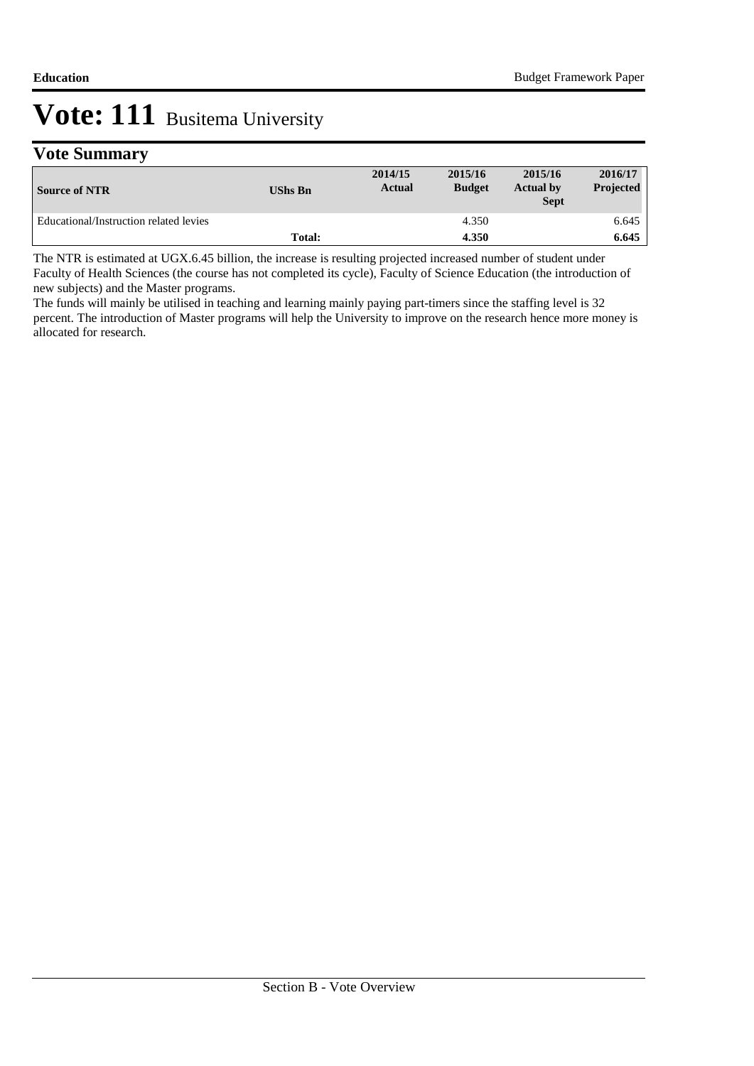# Vote: 111 Busitema University

## Vote Summary

| Source of NTR | UShs Bn | 2014/15 Actual | 2015/16 Budget | 2015/16 Actual by Sept | 2016/17 Projected |
|---|---|---|---|---|---|
| Educational/Instruction related levies | | | 4.350 | | 6.645 |
| | **Total:** | | **4.350** | | **6.645** |

The NTR is estimated at UGX.6.45 billion, the increase is resulting projected increased number of student under Faculty of Health Sciences (the course has not completed its cycle), Faculty of Science Education (the introduction of new subjects) and the Master programs.

The funds will mainly be utilised in teaching and learning mainly paying part-timers since the staffing level is 32 percent. The introduction of Master programs will help the University to improve on the research hence more money is allocated for research.